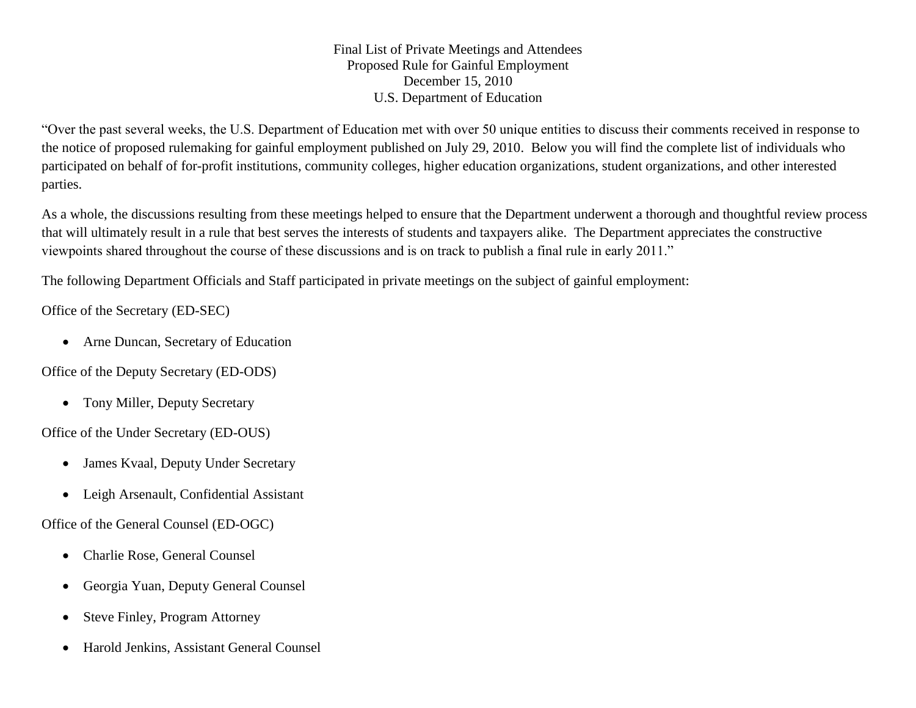# Final List of Private Meetings and Attendees
## Proposed Rule for Gainful Employment
## December 15, 2010
## U.S. Department of Education

"Over the past several weeks, the U.S. Department of Education met with over 50 unique entities to discuss their comments received in response to the notice of proposed rulemaking for gainful employment published on July 29, 2010. Below you will find the complete list of individuals who participated on behalf of for-profit institutions, community colleges, higher education organizations, student organizations, and other interested parties.

As a whole, the discussions resulting from these meetings helped to ensure that the Department underwent a thorough and thoughtful review process that will ultimately result in a rule that best serves the interests of students and taxpayers alike. The Department appreciates the constructive viewpoints shared throughout the course of these discussions and is on track to publish a final rule in early 2011."

The following Department Officials and Staff participated in private meetings on the subject of gainful employment:

Office of the Secretary (ED-SEC)

- Arne Duncan, Secretary of Education

Office of the Deputy Secretary (ED-ODS)

- Tony Miller, Deputy Secretary

Office of the Under Secretary (ED-OUS)

- James Kvaal, Deputy Under Secretary
- Leigh Arsenault, Confidential Assistant

Office of the General Counsel (ED-OGC)

- Charlie Rose, General Counsel
- Georgia Yuan, Deputy General Counsel
- Steve Finley, Program Attorney
- Harold Jenkins, Assistant General Counsel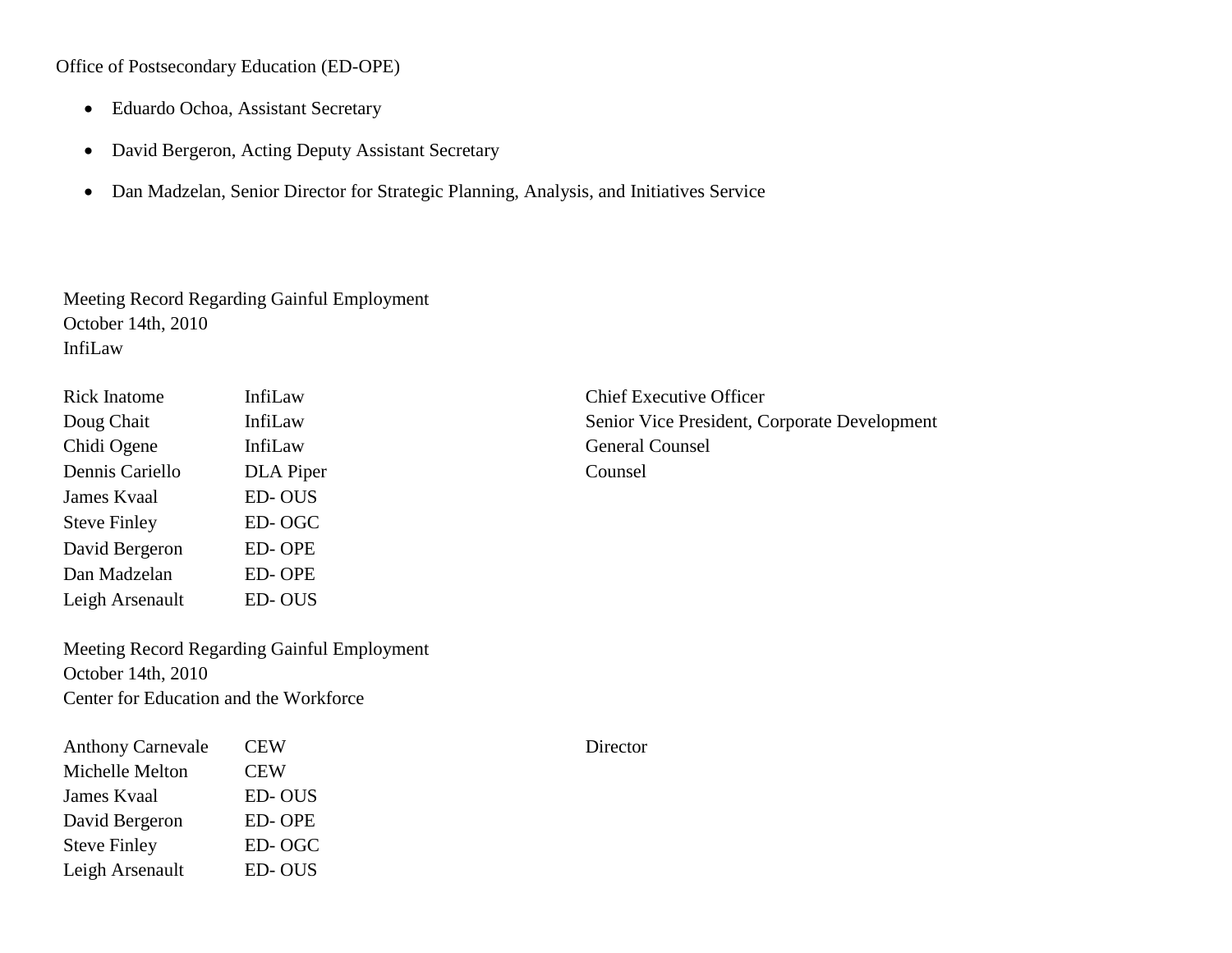Office of Postsecondary Education (ED-OPE)

- Eduardo Ochoa, Assistant Secretary
- David Bergeron, Acting Deputy Assistant Secretary
- Dan Madzelan, Senior Director for Strategic Planning, Analysis, and Initiatives Service

Meeting Record Regarding Gainful Employment
October 14th, 2010
InfiLaw

| | | |
|---|---|---|
| Rick Inatome | InfiLaw | Chief Executive Officer |
| Doug Chait | InfiLaw | Senior Vice President, Corporate Development |
| Chidi Ogene | InfiLaw | General Counsel |
| Dennis Cariello | DLA Piper | Counsel |
| James Kvaal | ED- OUS | |
| Steve Finley | ED- OGC | |
| David Bergeron | ED- OPE | |
| Dan Madzelan | ED- OPE | |
| Leigh Arsenault | ED- OUS | |

Meeting Record Regarding Gainful Employment
October 14th, 2010
Center for Education and the Workforce

| | | |
|---|---|---|
| Anthony Carnevale | CEW | Director |
| Michelle Melton | CEW | |
| James Kvaal | ED- OUS | |
| David Bergeron | ED- OPE | |
| Steve Finley | ED- OGC | |
| Leigh Arsenault | ED- OUS | |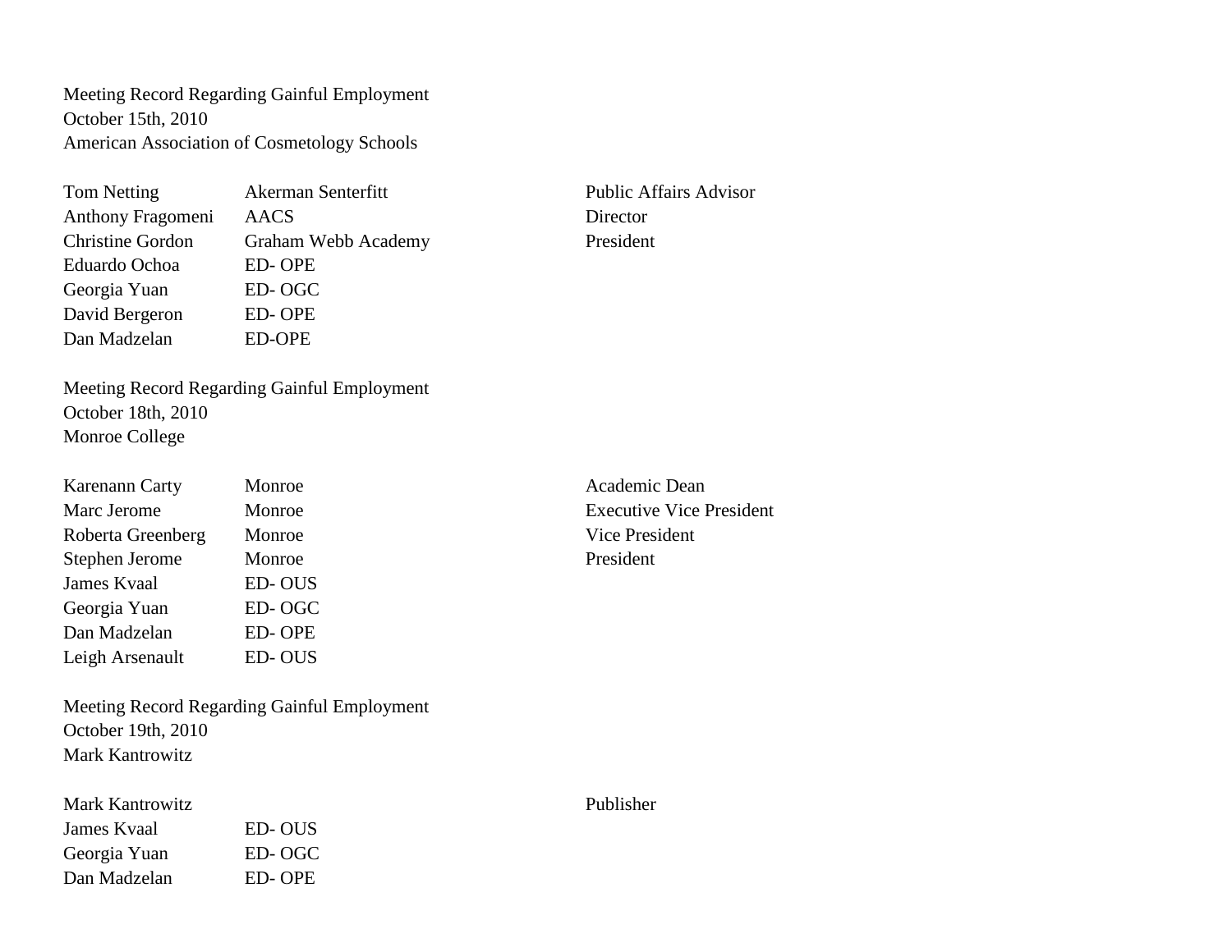Meeting Record Regarding Gainful Employment
October 15th, 2010
American Association of Cosmetology Schools

| | | |
|---|---|---|
| Tom Netting | Akerman Senterfitt | Public Affairs Advisor |
| Anthony Fragomeni | AACS | Director |
| Christine Gordon | Graham Webb Academy | President |
| Eduardo Ochoa | ED- OPE | |
| Georgia Yuan | ED- OGC | |
| David Bergeron | ED- OPE | |
| Dan Madzelan | ED-OPE | |

Meeting Record Regarding Gainful Employment
October 18th, 2010
Monroe College

| | | |
|---|---|---|
| Karenann Carty | Monroe | Academic Dean |
| Marc Jerome | Monroe | Executive Vice President |
| Roberta Greenberg | Monroe | Vice President |
| Stephen Jerome | Monroe | President |
| James Kvaal | ED- OUS | |
| Georgia Yuan | ED- OGC | |
| Dan Madzelan | ED- OPE | |
| Leigh Arsenault | ED- OUS | |

Meeting Record Regarding Gainful Employment
October 19th, 2010
Mark Kantrowitz

| | | |
|---|---|---|
| Mark Kantrowitz | | Publisher |
| James Kvaal | ED- OUS | |
| Georgia Yuan | ED- OGC | |
| Dan Madzelan | ED- OPE | |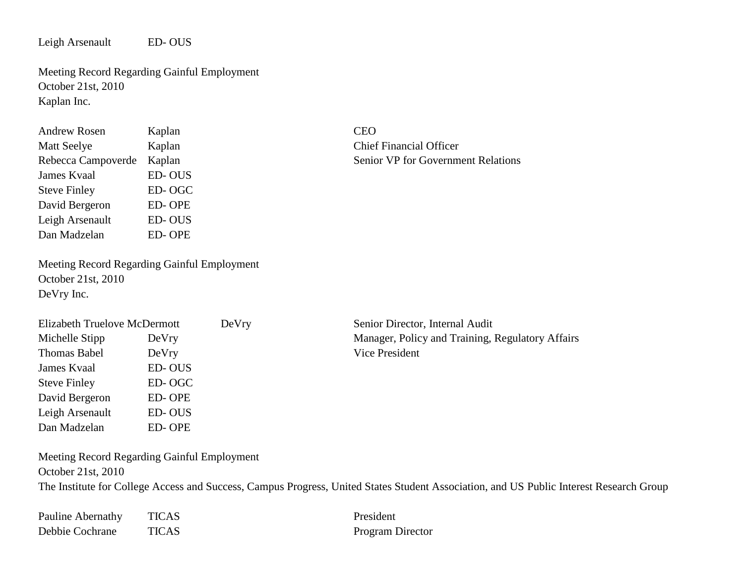| Leigh Arsenault | ED- OUS | |
|---|---|---|

Meeting Record Regarding Gainful Employment
October 21st, 2010
Kaplan Inc.

| Name | Organization | Title |
|---|---|---|
| Andrew Rosen | Kaplan | CEO |
| Matt Seelye | Kaplan | Chief Financial Officer |
| Rebecca Campoverde | Kaplan | Senior VP for Government Relations |
| James Kvaal | ED- OUS | |
| Steve Finley | ED- OGC | |
| David Bergeron | ED- OPE | |
| Leigh Arsenault | ED- OUS | |
| Dan Madzelan | ED- OPE | |

Meeting Record Regarding Gainful Employment
October 21st, 2010
DeVry Inc.

| Name | Organization | Title |
|---|---|---|
| Elizabeth Truelove McDermott | DeVry | Senior Director, Internal Audit |
| Michelle Stipp | DeVry | Manager, Policy and Training, Regulatory Affairs |
| Thomas Babel | DeVry | Vice President |
| James Kvaal | ED- OUS | |
| Steve Finley | ED- OGC | |
| David Bergeron | ED- OPE | |
| Leigh Arsenault | ED- OUS | |
| Dan Madzelan | ED- OPE | |

Meeting Record Regarding Gainful Employment
October 21st, 2010
The Institute for College Access and Success, Campus Progress, United States Student Association, and US Public Interest Research Group

| Name | Organization | Title |
|---|---|---|
| Pauline Abernathy | TICAS | President |
| Debbie Cochrane | TICAS | Program Director |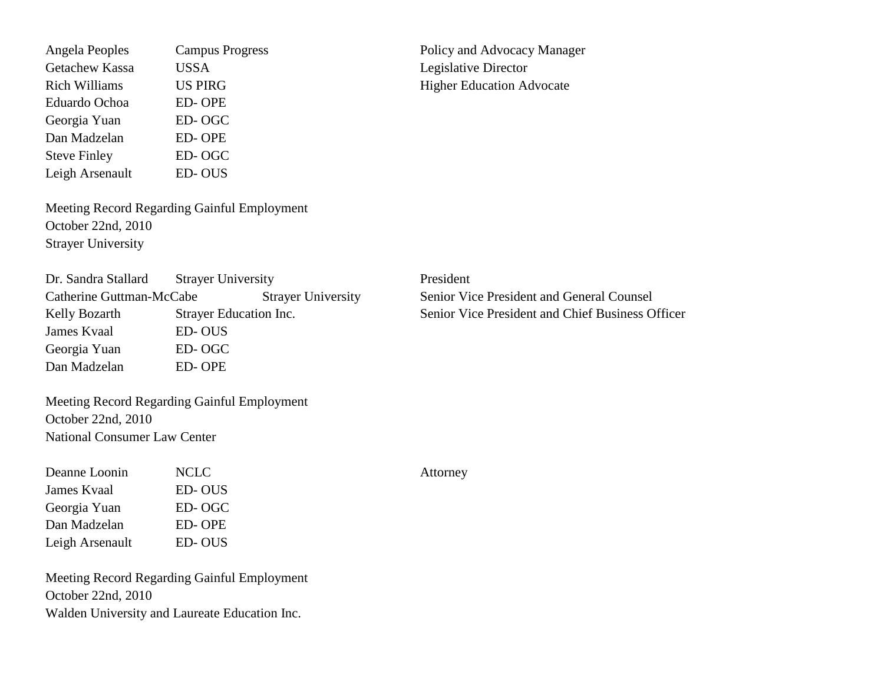| | | |
|---|---|---|
| Angela Peoples | Campus Progress | Policy and Advocacy Manager |
| Getachew Kassa | USSA | Legislative Director |
| Rich Williams | US PIRG | Higher Education Advocate |
| Eduardo Ochoa | ED- OPE | |
| Georgia Yuan | ED- OGC | |
| Dan Madzelan | ED- OPE | |
| Steve Finley | ED- OGC | |
| Leigh Arsenault | ED- OUS | |

Meeting Record Regarding Gainful Employment
October 22nd, 2010
Strayer University

| | | |
|---|---|---|
| Dr. Sandra Stallard | Strayer University | President |
| Catherine Guttman-McCabe | Strayer University | Senior Vice President and General Counsel |
| Kelly Bozarth | Strayer Education Inc. | Senior Vice President and Chief Business Officer |
| James Kvaal | ED- OUS | |
| Georgia Yuan | ED- OGC | |
| Dan Madzelan | ED- OPE | |

Meeting Record Regarding Gainful Employment
October 22nd, 2010
National Consumer Law Center

| | | |
|---|---|---|
| Deanne Loonin | NCLC | Attorney |
| James Kvaal | ED- OUS | |
| Georgia Yuan | ED- OGC | |
| Dan Madzelan | ED- OPE | |
| Leigh Arsenault | ED- OUS | |

Meeting Record Regarding Gainful Employment
October 22nd, 2010
Walden University and Laureate Education Inc.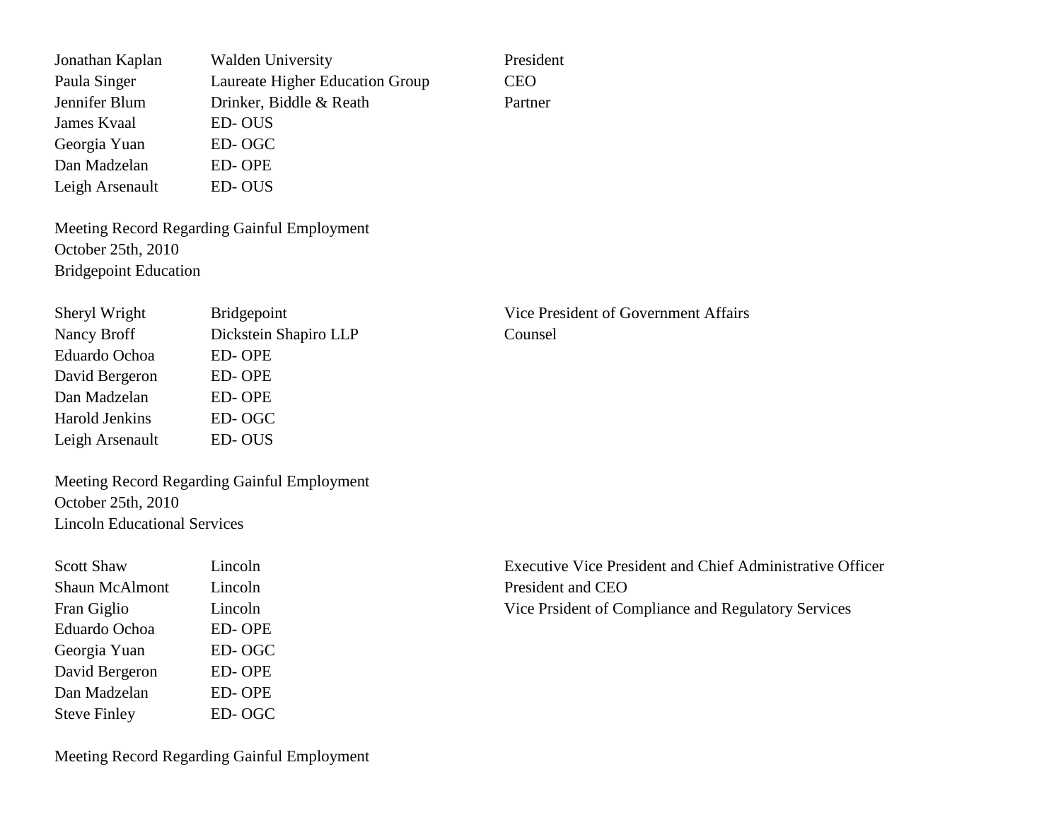| | | |
|---|---|---|
| Jonathan Kaplan | Walden University | President |
| Paula Singer | Laureate Higher Education Group | CEO |
| Jennifer Blum | Drinker, Biddle & Reath | Partner |
| James Kvaal | ED- OUS | |
| Georgia Yuan | ED- OGC | |
| Dan Madzelan | ED- OPE | |
| Leigh Arsenault | ED- OUS | |

Meeting Record Regarding Gainful Employment
October 25th, 2010
Bridgepoint Education

| | | |
|---|---|---|
| Sheryl Wright | Bridgepoint | Vice President of Government Affairs |
| Nancy Broff | Dickstein Shapiro LLP | Counsel |
| Eduardo Ochoa | ED- OPE | |
| David Bergeron | ED- OPE | |
| Dan Madzelan | ED- OPE | |
| Harold Jenkins | ED- OGC | |
| Leigh Arsenault | ED- OUS | |

Meeting Record Regarding Gainful Employment
October 25th, 2010
Lincoln Educational Services

| | | |
|---|---|---|
| Scott Shaw | Lincoln | Executive Vice President and Chief Administrative Officer |
| Shaun McAlmont | Lincoln | President and CEO |
| Fran Giglio | Lincoln | Vice Prsident of Compliance and Regulatory Services |
| Eduardo Ochoa | ED- OPE | |
| Georgia Yuan | ED- OGC | |
| David Bergeron | ED- OPE | |
| Dan Madzelan | ED- OPE | |
| Steve Finley | ED- OGC | |

Meeting Record Regarding Gainful Employment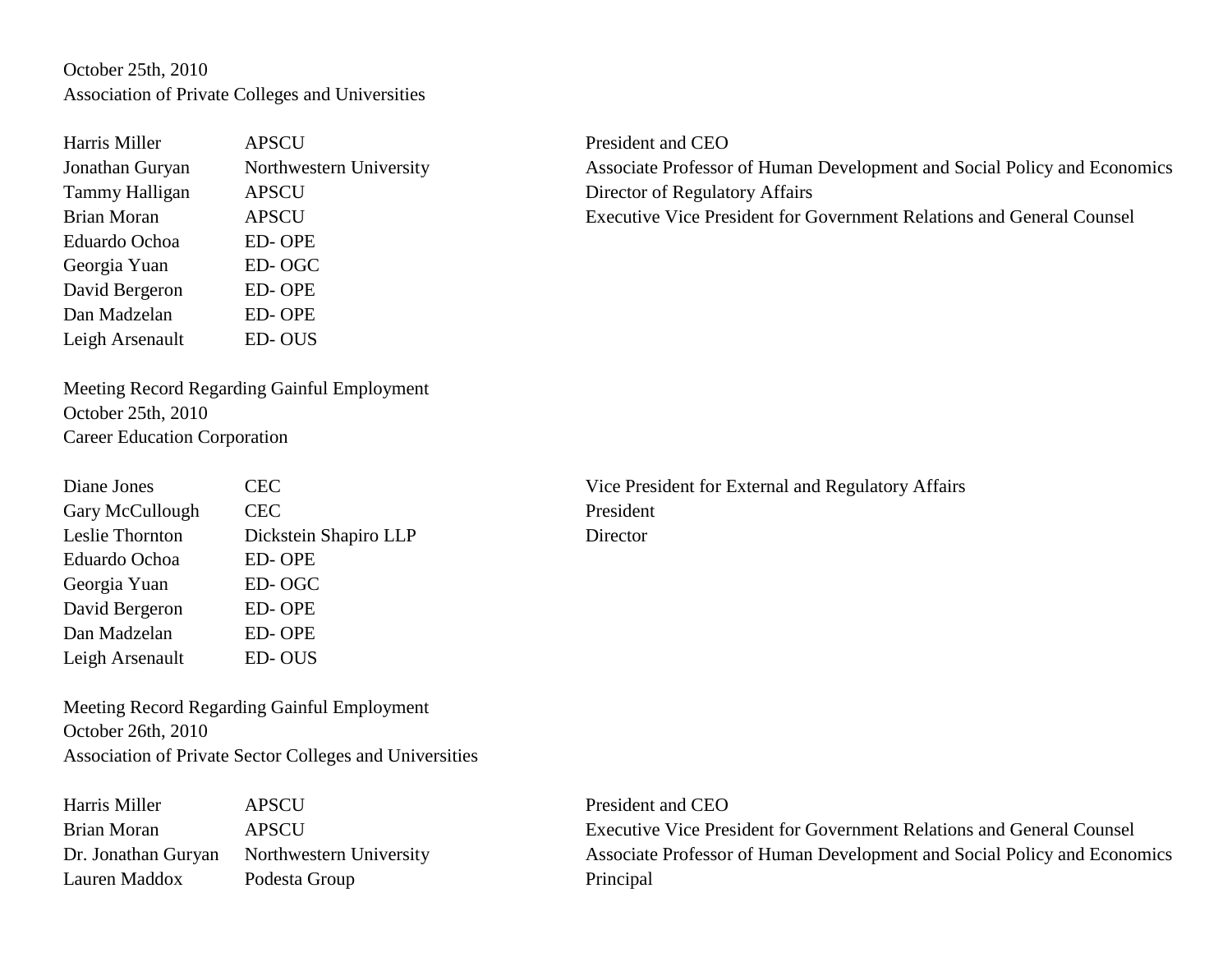October 25th, 2010
Association of Private Colleges and Universities

| | | |
|---|---|---|
| Harris Miller | APSCU | President and CEO |
| Jonathan Guryan | Northwestern University | Associate Professor of Human Development and Social Policy and Economics |
| Tammy Halligan | APSCU | Director of Regulatory Affairs |
| Brian Moran | APSCU | Executive Vice President for Government Relations and General Counsel |
| Eduardo Ochoa | ED- OPE | |
| Georgia Yuan | ED- OGC | |
| David Bergeron | ED- OPE | |
| Dan Madzelan | ED- OPE | |
| Leigh Arsenault | ED- OUS | |

Meeting Record Regarding Gainful Employment
October 25th, 2010
Career Education Corporation

| | | |
|---|---|---|
| Diane Jones | CEC | Vice President for External and Regulatory Affairs |
| Gary McCullough | CEC | President |
| Leslie Thornton | Dickstein Shapiro LLP | Director |
| Eduardo Ochoa | ED- OPE | |
| Georgia Yuan | ED- OGC | |
| David Bergeron | ED- OPE | |
| Dan Madzelan | ED- OPE | |
| Leigh Arsenault | ED- OUS | |

Meeting Record Regarding Gainful Employment
October 26th, 2010
Association of Private Sector Colleges and Universities

| | | |
|---|---|---|
| Harris Miller | APSCU | President and CEO |
| Brian Moran | APSCU | Executive Vice President for Government Relations and General Counsel |
| Dr. Jonathan Guryan | Northwestern University | Associate Professor of Human Development and Social Policy and Economics |
| Lauren Maddox | Podesta Group | Principal |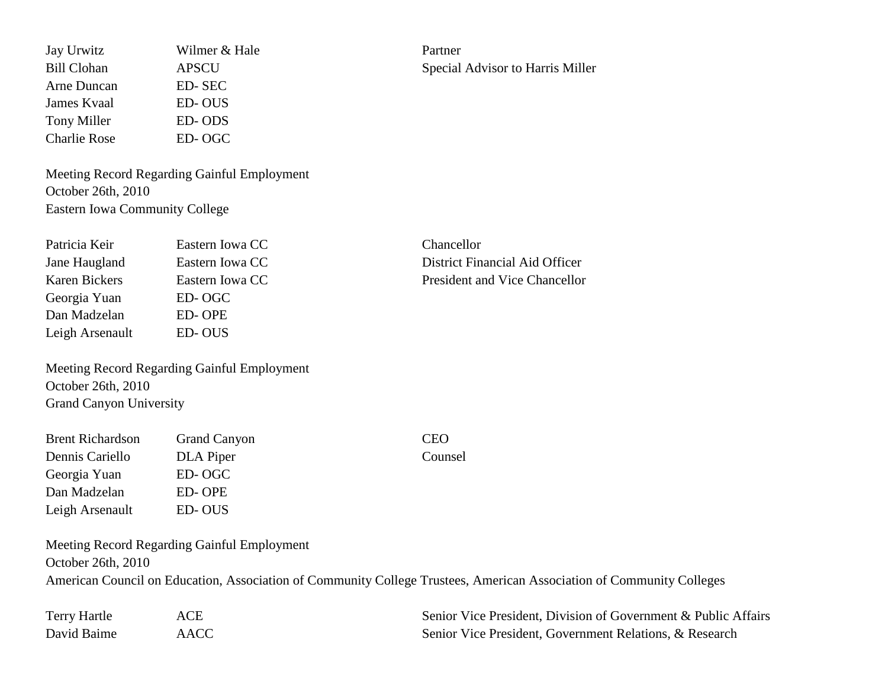| | | |
|---|---|---|
| Jay Urwitz | Wilmer & Hale | Partner |
| Bill Clohan | APSCU | Special Advisor to Harris Miller |
| Arne Duncan | ED- SEC | |
| James Kvaal | ED- OUS | |
| Tony Miller | ED- ODS | |
| Charlie Rose | ED- OGC | |

Meeting Record Regarding Gainful Employment
October 26th, 2010
Eastern Iowa Community College

| | | |
|---|---|---|
| Patricia Keir | Eastern Iowa CC | Chancellor |
| Jane Haugland | Eastern Iowa CC | District Financial Aid Officer |
| Karen Bickers | Eastern Iowa CC | President and Vice Chancellor |
| Georgia Yuan | ED- OGC | |
| Dan Madzelan | ED- OPE | |
| Leigh Arsenault | ED- OUS | |

Meeting Record Regarding Gainful Employment
October 26th, 2010
Grand Canyon University

| | | |
|---|---|---|
| Brent Richardson | Grand Canyon | CEO |
| Dennis Cariello | DLA Piper | Counsel |
| Georgia Yuan | ED- OGC | |
| Dan Madzelan | ED- OPE | |
| Leigh Arsenault | ED- OUS | |

Meeting Record Regarding Gainful Employment
October 26th, 2010
American Council on Education, Association of Community College Trustees, American Association of Community Colleges

| | | |
|---|---|---|
| Terry Hartle | ACE | Senior Vice President, Division of Government & Public Affairs |
| David Baime | AACC | Senior Vice President, Government Relations, & Research |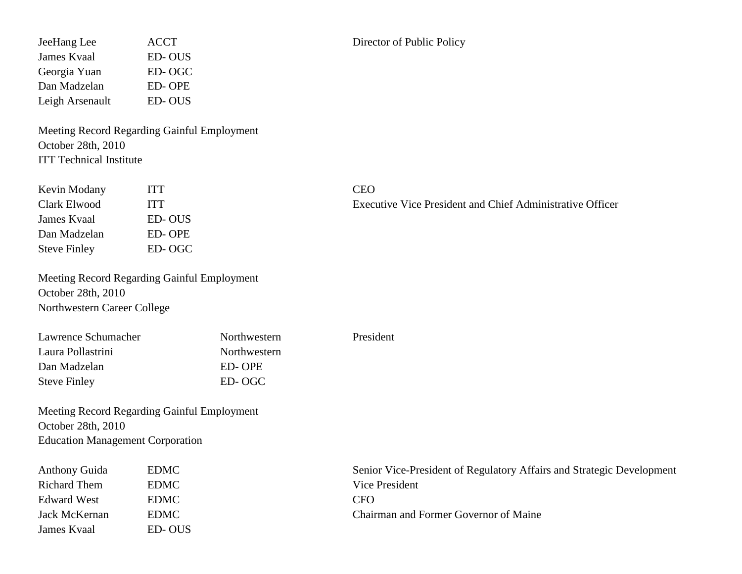| | | |
|---|---|---|
| JeeHang Lee | ACCT | Director of Public Policy |
| James Kvaal | ED- OUS | |
| Georgia Yuan | ED- OGC | |
| Dan Madzelan | ED- OPE | |
| Leigh Arsenault | ED- OUS | |

Meeting Record Regarding Gainful Employment
October 28th, 2010
ITT Technical Institute

| | | |
|---|---|---|
| Kevin Modany | ITT | CEO |
| Clark Elwood | ITT | Executive Vice President and Chief Administrative Officer |
| James Kvaal | ED- OUS | |
| Dan Madzelan | ED- OPE | |
| Steve Finley | ED- OGC | |

Meeting Record Regarding Gainful Employment
October 28th, 2010
Northwestern Career College

| | | |
|---|---|---|
| Lawrence Schumacher | Northwestern | President |
| Laura Pollastrini | Northwestern | |
| Dan Madzelan | ED- OPE | |
| Steve Finley | ED- OGC | |

Meeting Record Regarding Gainful Employment
October 28th, 2010
Education Management Corporation

| | | |
|---|---|---|
| Anthony Guida | EDMC | Senior Vice-President of Regulatory Affairs and Strategic Development |
| Richard Them | EDMC | Vice President |
| Edward West | EDMC | CFO |
| Jack McKernan | EDMC | Chairman and Former Governor of Maine |
| James Kvaal | ED- OUS | |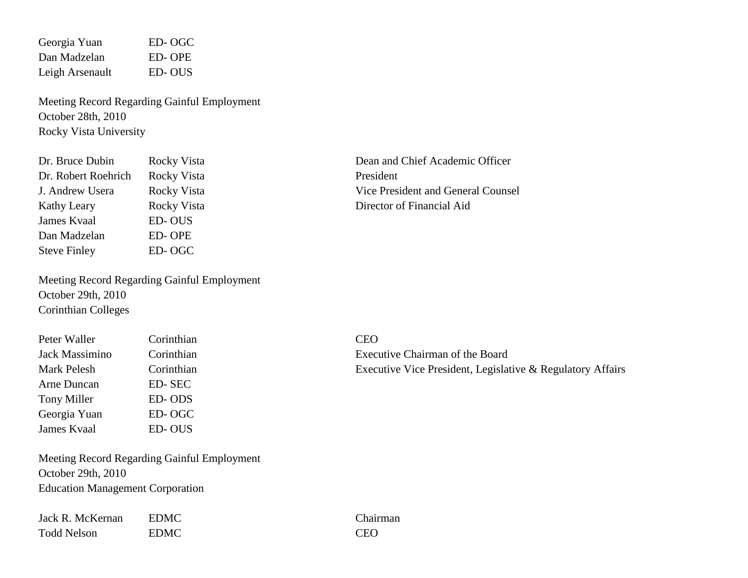| | | |
|---|---|---|
| Georgia Yuan | ED- OGC | |
| Dan Madzelan | ED- OPE | |
| Leigh Arsenault | ED- OUS | |

Meeting Record Regarding Gainful Employment
October 28th, 2010
Rocky Vista University

| | | |
|---|---|---|
| Dr. Bruce Dubin | Rocky Vista | Dean and Chief Academic Officer |
| Dr. Robert Roehrich | Rocky Vista | President |
| J. Andrew Usera | Rocky Vista | Vice President and General Counsel |
| Kathy Leary | Rocky Vista | Director of Financial Aid |
| James Kvaal | ED- OUS | |
| Dan Madzelan | ED- OPE | |
| Steve Finley | ED- OGC | |

Meeting Record Regarding Gainful Employment
October 29th, 2010
Corinthian Colleges

| | | |
|---|---|---|
| Peter Waller | Corinthian | CEO |
| Jack Massimino | Corinthian | Executive Chairman of the Board |
| Mark Pelesh | Corinthian | Executive Vice President, Legislative & Regulatory Affairs |
| Arne Duncan | ED- SEC | |
| Tony Miller | ED- ODS | |
| Georgia Yuan | ED- OGC | |
| James Kvaal | ED- OUS | |

Meeting Record Regarding Gainful Employment
October 29th, 2010
Education Management Corporation

| | | |
|---|---|---|
| Jack R. McKernan | EDMC | Chairman |
| Todd Nelson | EDMC | CEO |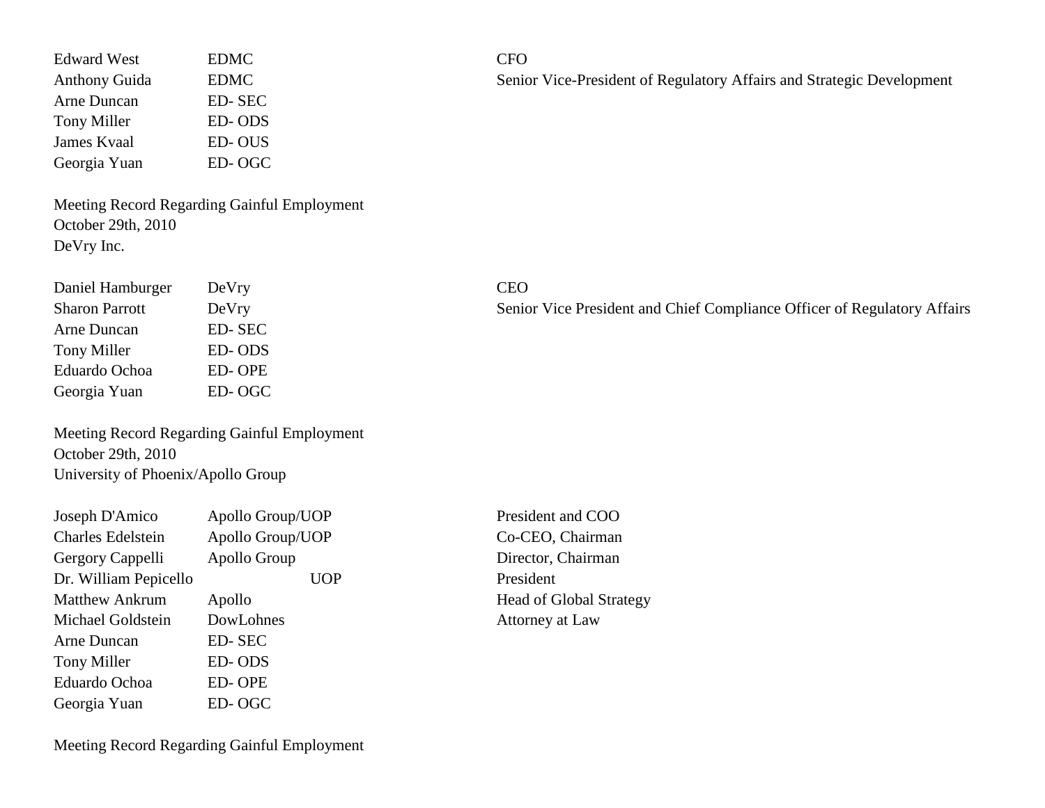| | | |
|---|---|---|
| Edward West | EDMC | CFO |
| Anthony Guida | EDMC | Senior Vice-President of Regulatory Affairs and Strategic Development |
| Arne Duncan | ED- SEC | |
| Tony Miller | ED- ODS | |
| James Kvaal | ED- OUS | |
| Georgia Yuan | ED- OGC | |

Meeting Record Regarding Gainful Employment
October 29th, 2010
DeVry Inc.

| | | |
|---|---|---|
| Daniel Hamburger | DeVry | CEO |
| Sharon Parrott | DeVry | Senior Vice President and Chief Compliance Officer of Regulatory Affairs |
| Arne Duncan | ED- SEC | |
| Tony Miller | ED- ODS | |
| Eduardo Ochoa | ED- OPE | |
| Georgia Yuan | ED- OGC | |

Meeting Record Regarding Gainful Employment
October 29th, 2010
University of Phoenix/Apollo Group

| | | |
|---|---|---|
| Joseph D'Amico | Apollo Group/UOP | President and COO |
| Charles Edelstein | Apollo Group/UOP | Co-CEO, Chairman |
| Gergory Cappelli | Apollo Group | Director, Chairman |
| Dr. William Pepicello | UOP | President |
| Matthew Ankrum | Apollo | Head of Global Strategy |
| Michael Goldstein | DowLohnes | Attorney at Law |
| Arne Duncan | ED- SEC | |
| Tony Miller | ED- ODS | |
| Eduardo Ochoa | ED- OPE | |
| Georgia Yuan | ED- OGC | |

Meeting Record Regarding Gainful Employment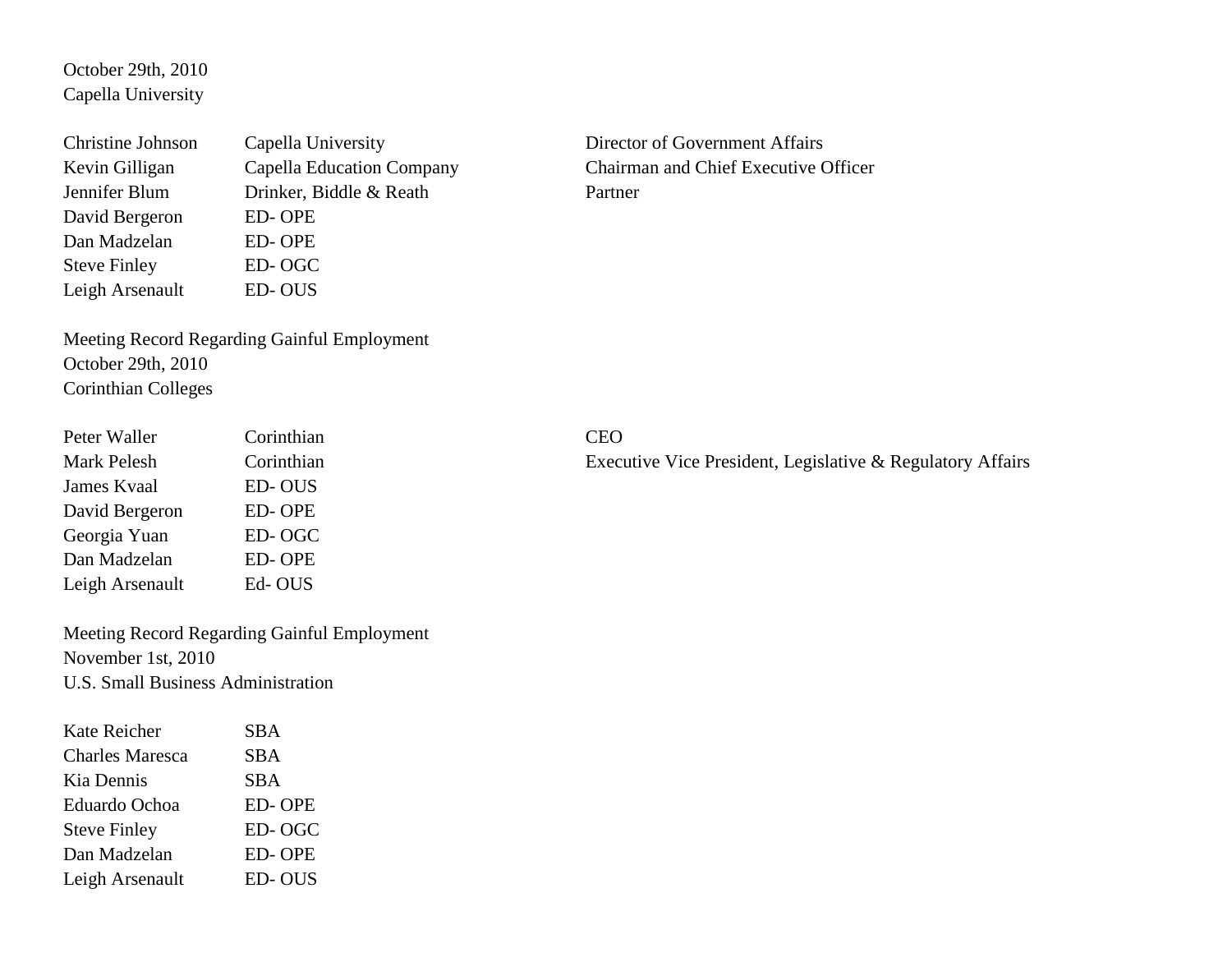October 29th, 2010
Capella University

| | | |
|---|---|---|
| Christine Johnson | Capella University | Director of Government Affairs |
| Kevin Gilligan | Capella Education Company | Chairman and Chief Executive Officer |
| Jennifer Blum | Drinker, Biddle & Reath | Partner |
| David Bergeron | ED- OPE | |
| Dan Madzelan | ED- OPE | |
| Steve Finley | ED- OGC | |
| Leigh Arsenault | ED- OUS | |

Meeting Record Regarding Gainful Employment
October 29th, 2010
Corinthian Colleges

| | | |
|---|---|---|
| Peter Waller | Corinthian | CEO |
| Mark Pelesh | Corinthian | Executive Vice President, Legislative & Regulatory Affairs |
| James Kvaal | ED- OUS | |
| David Bergeron | ED- OPE | |
| Georgia Yuan | ED- OGC | |
| Dan Madzelan | ED- OPE | |
| Leigh Arsenault | Ed- OUS | |

Meeting Record Regarding Gainful Employment
November 1st, 2010
U.S. Small Business Administration

| | |
|---|---|
| Kate Reicher | SBA |
| Charles Maresca | SBA |
| Kia Dennis | SBA |
| Eduardo Ochoa | ED- OPE |
| Steve Finley | ED- OGC |
| Dan Madzelan | ED- OPE |
| Leigh Arsenault | ED- OUS |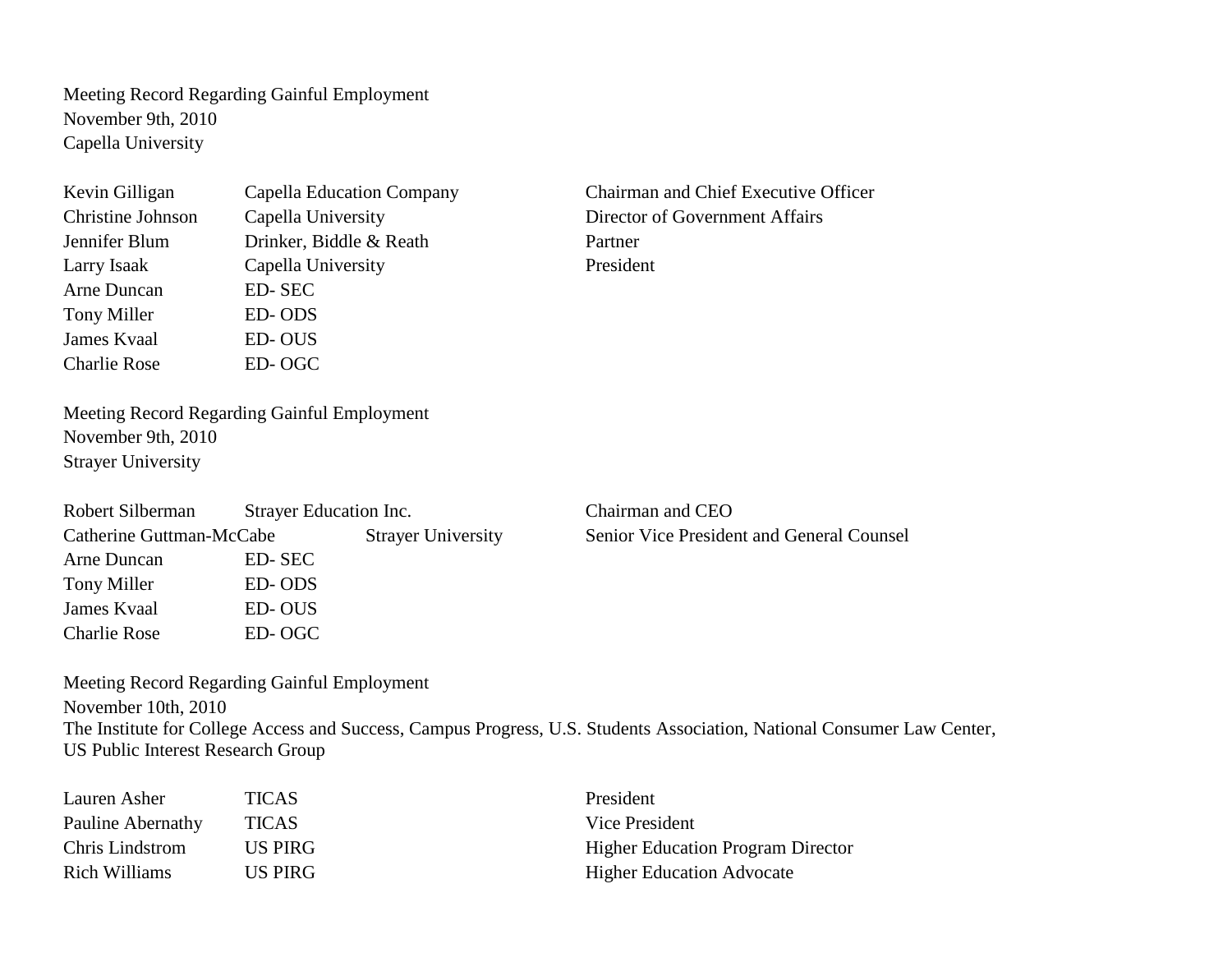Meeting Record Regarding Gainful Employment
November 9th, 2010
Capella University

| | | |
|---|---|---|
| Kevin Gilligan | Capella Education Company | Chairman and Chief Executive Officer |
| Christine Johnson | Capella University | Director of Government Affairs |
| Jennifer Blum | Drinker, Biddle & Reath | Partner |
| Larry Isaak | Capella University | President |
| Arne Duncan | ED- SEC | |
| Tony Miller | ED- ODS | |
| James Kvaal | ED- OUS | |
| Charlie Rose | ED- OGC | |

Meeting Record Regarding Gainful Employment
November 9th, 2010
Strayer University

| | | |
|---|---|---|
| Robert Silberman | Strayer Education Inc. | Chairman and CEO |
| Catherine Guttman-McCabe | Strayer University | Senior Vice President and General Counsel |
| Arne Duncan | ED- SEC | |
| Tony Miller | ED- ODS | |
| James Kvaal | ED- OUS | |
| Charlie Rose | ED- OGC | |

Meeting Record Regarding Gainful Employment
November 10th, 2010
The Institute for College Access and Success, Campus Progress, U.S. Students Association, National Consumer Law Center, US Public Interest Research Group

| | | |
|---|---|---|
| Lauren Asher | TICAS | President |
| Pauline Abernathy | TICAS | Vice President |
| Chris Lindstrom | US PIRG | Higher Education Program Director |
| Rich Williams | US PIRG | Higher Education Advocate |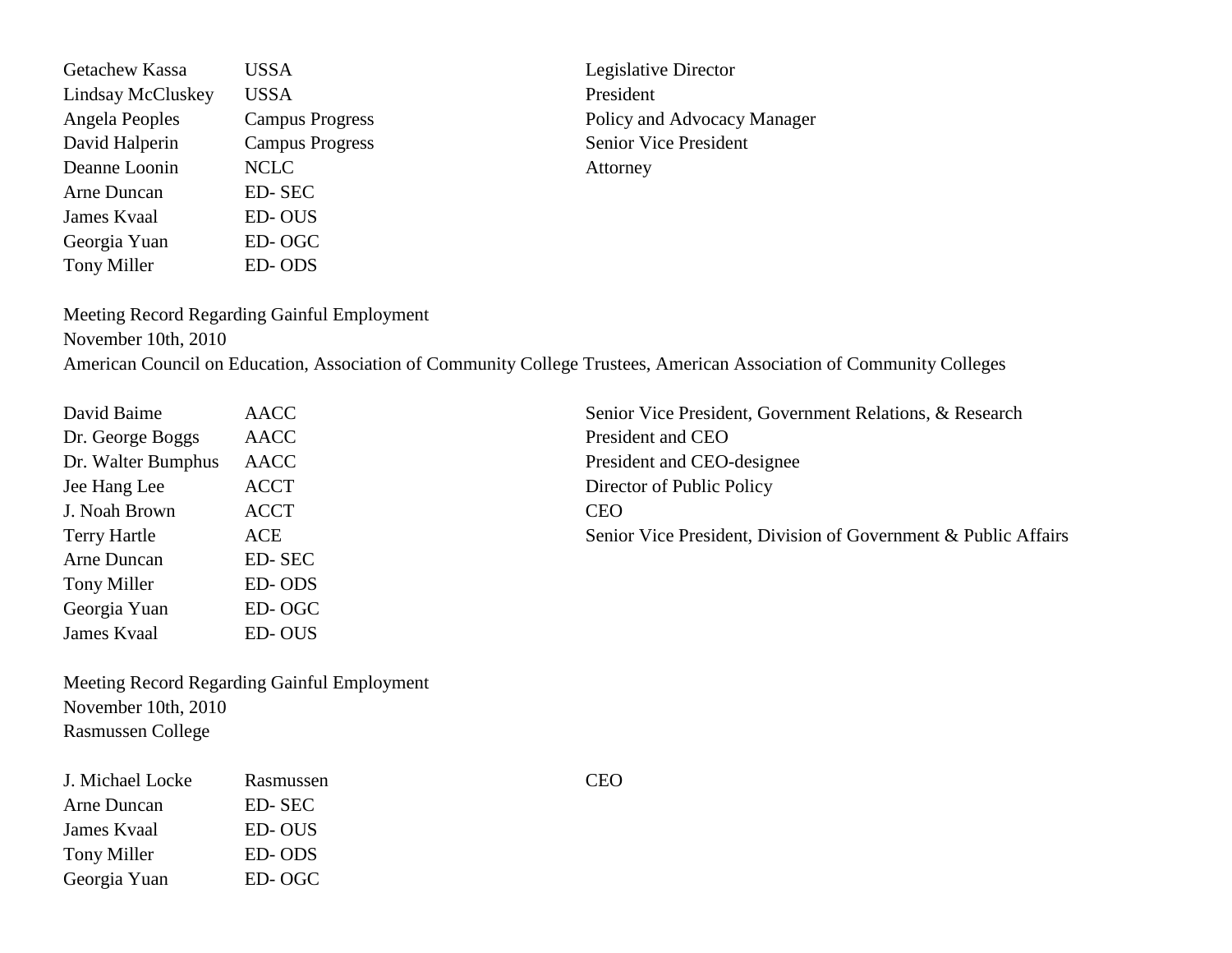| | | |
|---|---|---|
| Getachew Kassa | USSA | Legislative Director |
| Lindsay McCluskey | USSA | President |
| Angela Peoples | Campus Progress | Policy and Advocacy Manager |
| David Halperin | Campus Progress | Senior Vice President |
| Deanne Loonin | NCLC | Attorney |
| Arne Duncan | ED- SEC | |
| James Kvaal | ED- OUS | |
| Georgia Yuan | ED- OGC | |
| Tony Miller | ED- ODS | |

Meeting Record Regarding Gainful Employment
November 10th, 2010
American Council on Education, Association of Community College Trustees, American Association of Community Colleges

| | | |
|---|---|---|
| David Baime | AACC | Senior Vice President, Government Relations, & Research |
| Dr. George Boggs | AACC | President and CEO |
| Dr. Walter Bumphus | AACC | President and CEO-designee |
| Jee Hang Lee | ACCT | Director of Public Policy |
| J. Noah Brown | ACCT | CEO |
| Terry Hartle | ACE | Senior Vice President, Division of Government & Public Affairs |
| Arne Duncan | ED- SEC | |
| Tony Miller | ED- ODS | |
| Georgia Yuan | ED- OGC | |
| James Kvaal | ED- OUS | |

Meeting Record Regarding Gainful Employment
November 10th, 2010
Rasmussen College

| | | |
|---|---|---|
| J. Michael Locke | Rasmussen | CEO |
| Arne Duncan | ED- SEC | |
| James Kvaal | ED- OUS | |
| Tony Miller | ED- ODS | |
| Georgia Yuan | ED- OGC | |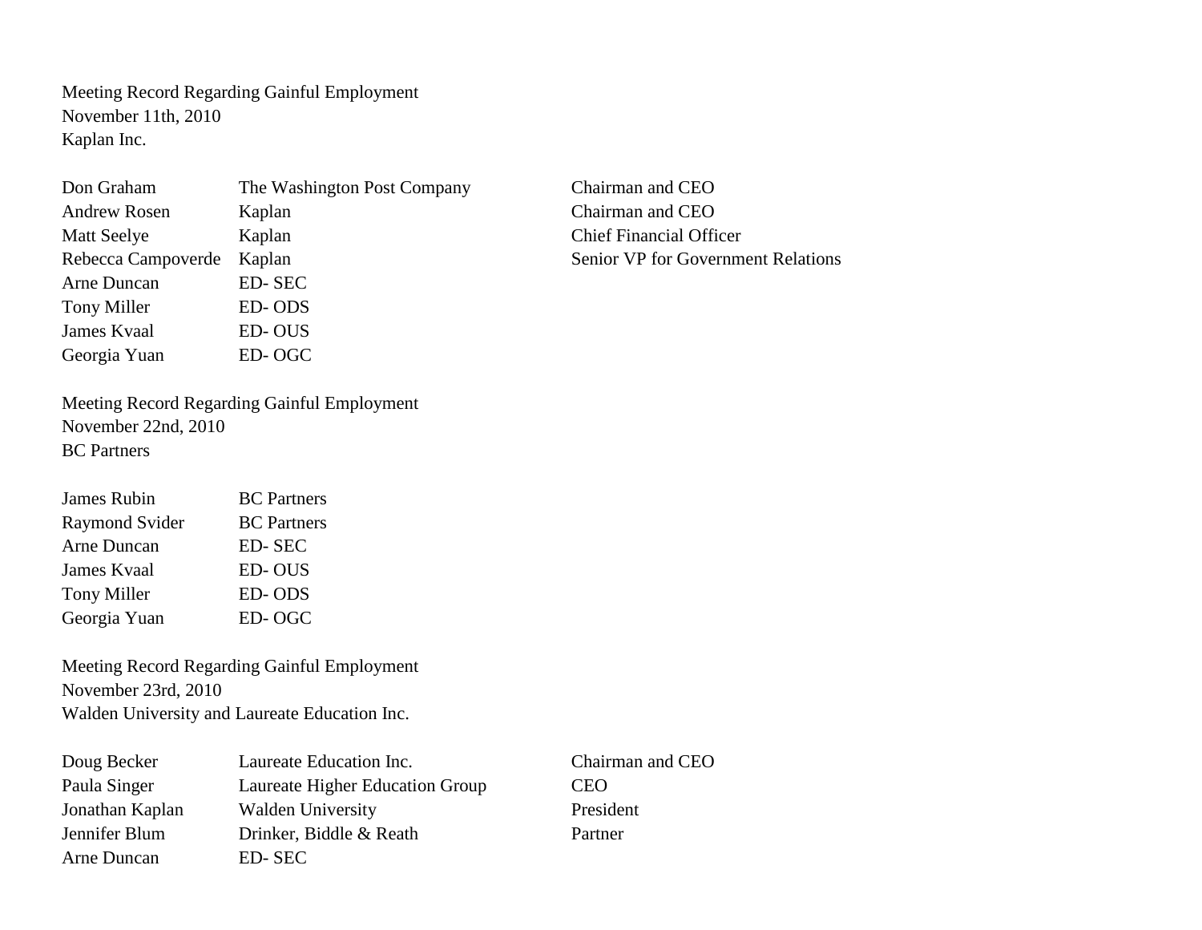Meeting Record Regarding Gainful Employment
November 11th, 2010
Kaplan Inc.

| | | |
|---|---|---|
| Don Graham | The Washington Post Company | Chairman and CEO |
| Andrew Rosen | Kaplan | Chairman and CEO |
| Matt Seelye | Kaplan | Chief Financial Officer |
| Rebecca Campoverde | Kaplan | Senior VP for Government Relations |
| Arne Duncan | ED- SEC | |
| Tony Miller | ED- ODS | |
| James Kvaal | ED- OUS | |
| Georgia Yuan | ED- OGC | |

Meeting Record Regarding Gainful Employment
November 22nd, 2010
BC Partners

| | |
|---|---|
| James Rubin | BC Partners |
| Raymond Svider | BC Partners |
| Arne Duncan | ED- SEC |
| James Kvaal | ED- OUS |
| Tony Miller | ED- ODS |
| Georgia Yuan | ED- OGC |

Meeting Record Regarding Gainful Employment
November 23rd, 2010
Walden University and Laureate Education Inc.

| | | |
|---|---|---|
| Doug Becker | Laureate Education Inc. | Chairman and CEO |
| Paula Singer | Laureate Higher Education Group | CEO |
| Jonathan Kaplan | Walden University | President |
| Jennifer Blum | Drinker, Biddle & Reath | Partner |
| Arne Duncan | ED- SEC | |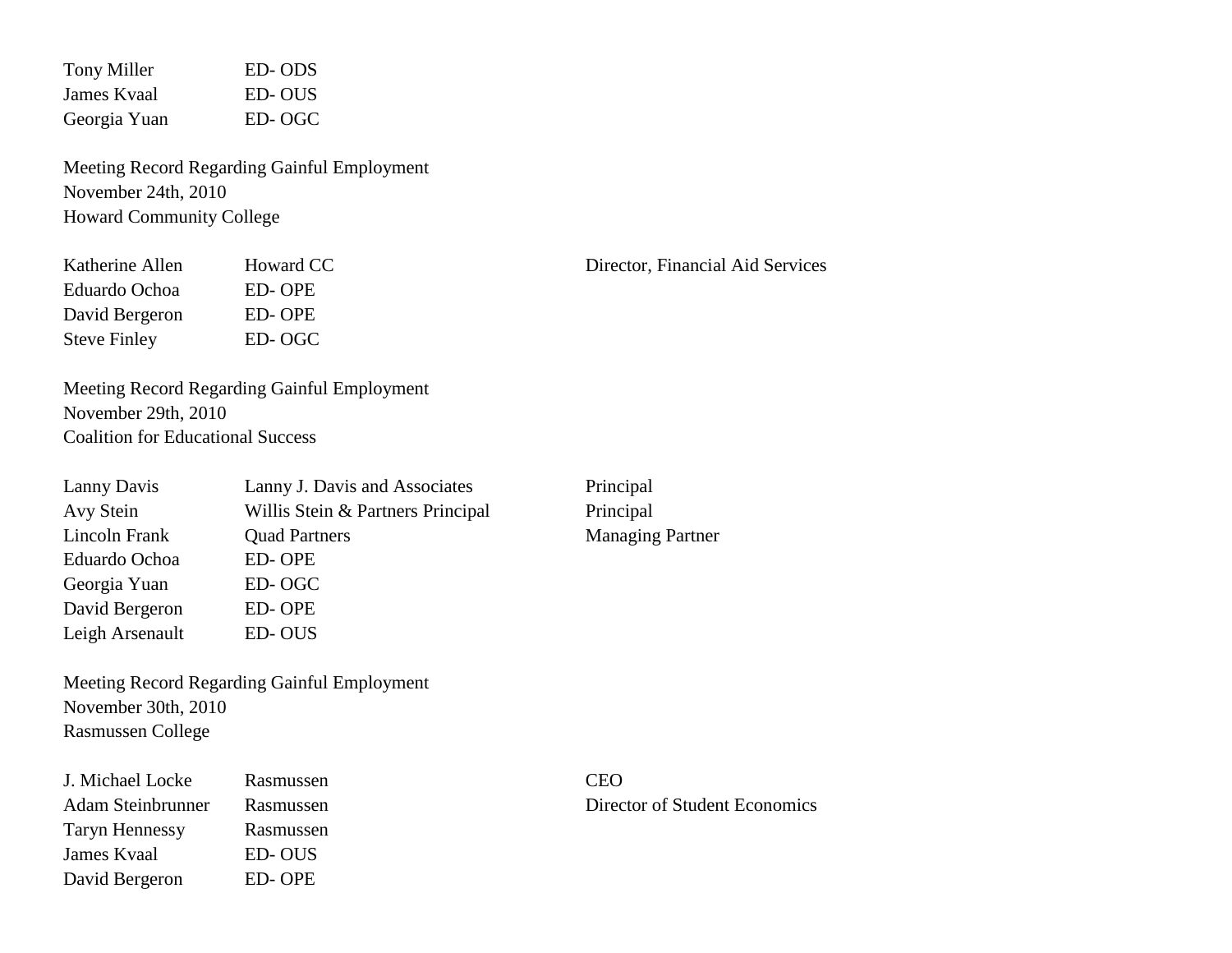| | | |
|---|---|---|
| Tony Miller | ED- ODS | |
| James Kvaal | ED- OUS | |
| Georgia Yuan | ED- OGC | |

Meeting Record Regarding Gainful Employment
November 24th, 2010
Howard Community College

| | | |
|---|---|---|
| Katherine Allen | Howard CC | Director, Financial Aid Services |
| Eduardo Ochoa | ED- OPE | |
| David Bergeron | ED- OPE | |
| Steve Finley | ED- OGC | |

Meeting Record Regarding Gainful Employment
November 29th, 2010
Coalition for Educational Success

| | | |
|---|---|---|
| Lanny Davis | Lanny J. Davis and Associates | Principal |
| Avy Stein | Willis Stein & Partners Principal | Principal |
| Lincoln Frank | Quad Partners | Managing Partner |
| Eduardo Ochoa | ED- OPE | |
| Georgia Yuan | ED- OGC | |
| David Bergeron | ED- OPE | |
| Leigh Arsenault | ED- OUS | |

Meeting Record Regarding Gainful Employment
November 30th, 2010
Rasmussen College

| | | |
|---|---|---|
| J. Michael Locke | Rasmussen | CEO |
| Adam Steinbrunner | Rasmussen | Director of Student Economics |
| Taryn Hennessy | Rasmussen | |
| James Kvaal | ED- OUS | |
| David Bergeron | ED- OPE | |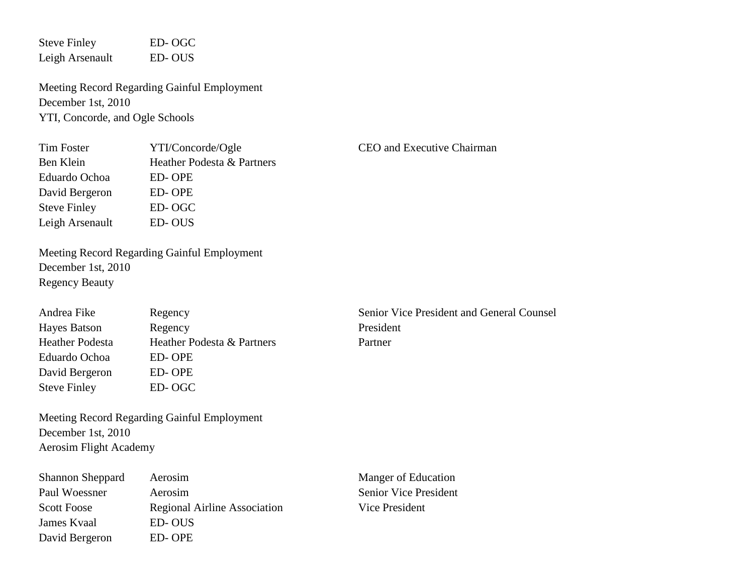| | | |
|---|---|---|
| Steve Finley | ED- OGC | |
| Leigh Arsenault | ED- OUS | |

Meeting Record Regarding Gainful Employment
December 1st, 2010
YTI, Concorde, and Ogle Schools

| | | |
|---|---|---|
| Tim Foster | YTI/Concorde/Ogle | CEO and Executive Chairman |
| Ben Klein | Heather Podesta & Partners | |
| Eduardo Ochoa | ED- OPE | |
| David Bergeron | ED- OPE | |
| Steve Finley | ED- OGC | |
| Leigh Arsenault | ED- OUS | |

Meeting Record Regarding Gainful Employment
December 1st, 2010
Regency Beauty

| | | |
|---|---|---|
| Andrea Fike | Regency | Senior Vice President and General Counsel |
| Hayes Batson | Regency | President |
| Heather Podesta | Heather Podesta & Partners | Partner |
| Eduardo Ochoa | ED- OPE | |
| David Bergeron | ED- OPE | |
| Steve Finley | ED- OGC | |

Meeting Record Regarding Gainful Employment
December 1st, 2010
Aerosim Flight Academy

| | | |
|---|---|---|
| Shannon Sheppard | Aerosim | Manger of Education |
| Paul Woessner | Aerosim | Senior Vice President |
| Scott Foose | Regional Airline Association | Vice President |
| James Kvaal | ED- OUS | |
| David Bergeron | ED- OPE | |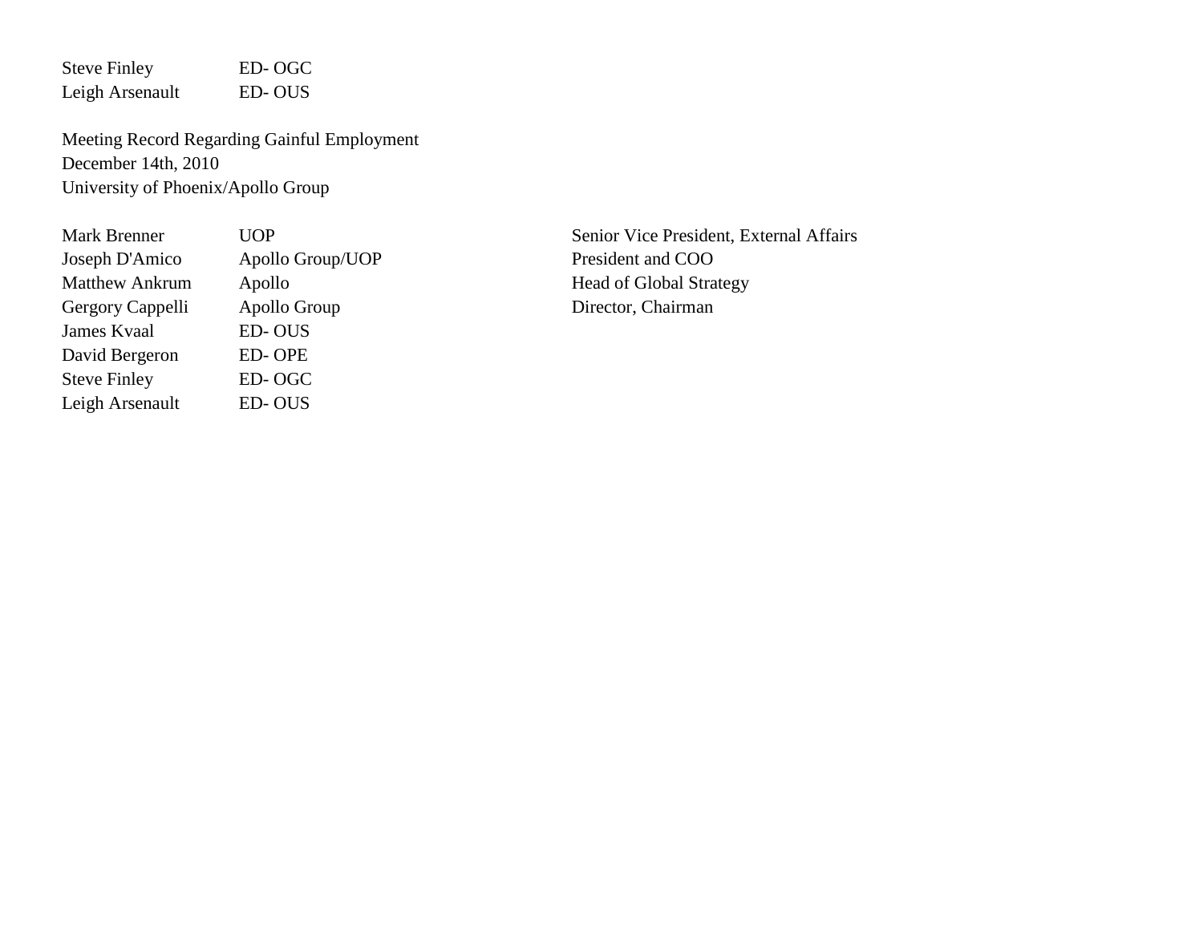| | |
|---|---|
| Steve Finley | ED- OGC |
| Leigh Arsenault | ED- OUS |

Meeting Record Regarding Gainful Employment
December 14th, 2010
University of Phoenix/Apollo Group

| | | |
|---|---|---|
| Mark Brenner | UOP | Senior Vice President, External Affairs |
| Joseph D'Amico | Apollo Group/UOP | President and COO |
| Matthew Ankrum | Apollo | Head of Global Strategy |
| Gergory Cappelli | Apollo Group | Director, Chairman |
| James Kvaal | ED- OUS | |
| David Bergeron | ED- OPE | |
| Steve Finley | ED- OGC | |
| Leigh Arsenault | ED- OUS | |